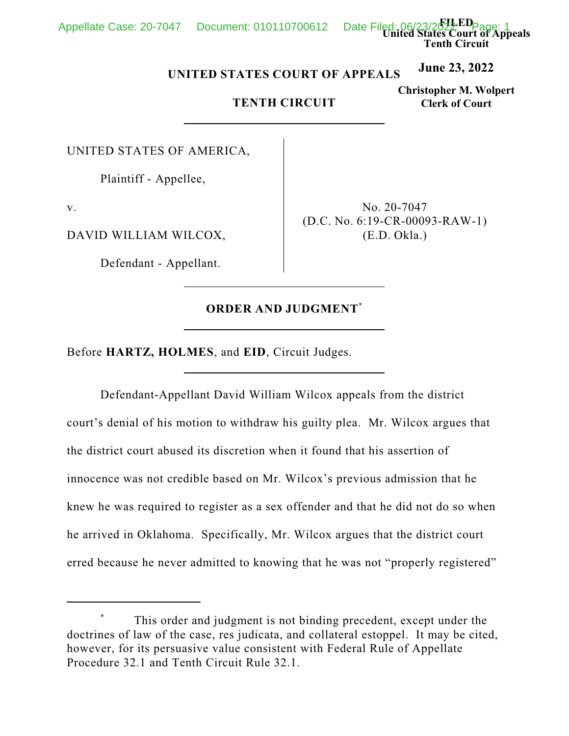FILED
United States Court of Appeals
Tenth Circuit

**June 23, 2022**

**Christopher M. Wolpert**
**Clerk of Court**

**UNITED STATES COURT OF APPEALS**

**TENTH CIRCUIT**

UNITED STATES OF AMERICA,

Plaintiff - Appellee,

v.

DAVID WILLIAM WILCOX,

Defendant - Appellant.

No. 20-7047
(D.C. No. 6:19-CR-00093-RAW-1)
(E.D. Okla.)

**ORDER AND JUDGMENT***

Before **HARTZ, HOLMES**, and **EID**, Circuit Judges.

Defendant-Appellant David William Wilcox appeals from the district court's denial of his motion to withdraw his guilty plea. Mr. Wilcox argues that the district court abused its discretion when it found that his assertion of innocence was not credible based on Mr. Wilcox's previous admission that he knew he was required to register as a sex offender and that he did not do so when he arrived in Oklahoma. Specifically, Mr. Wilcox argues that the district court erred because he never admitted to knowing that he was not "properly registered"

---

\* This order and judgment is not binding precedent, except under the doctrines of law of the case, res judicata, and collateral estoppel. It may be cited, however, for its persuasive value consistent with Federal Rule of Appellate Procedure 32.1 and Tenth Circuit Rule 32.1.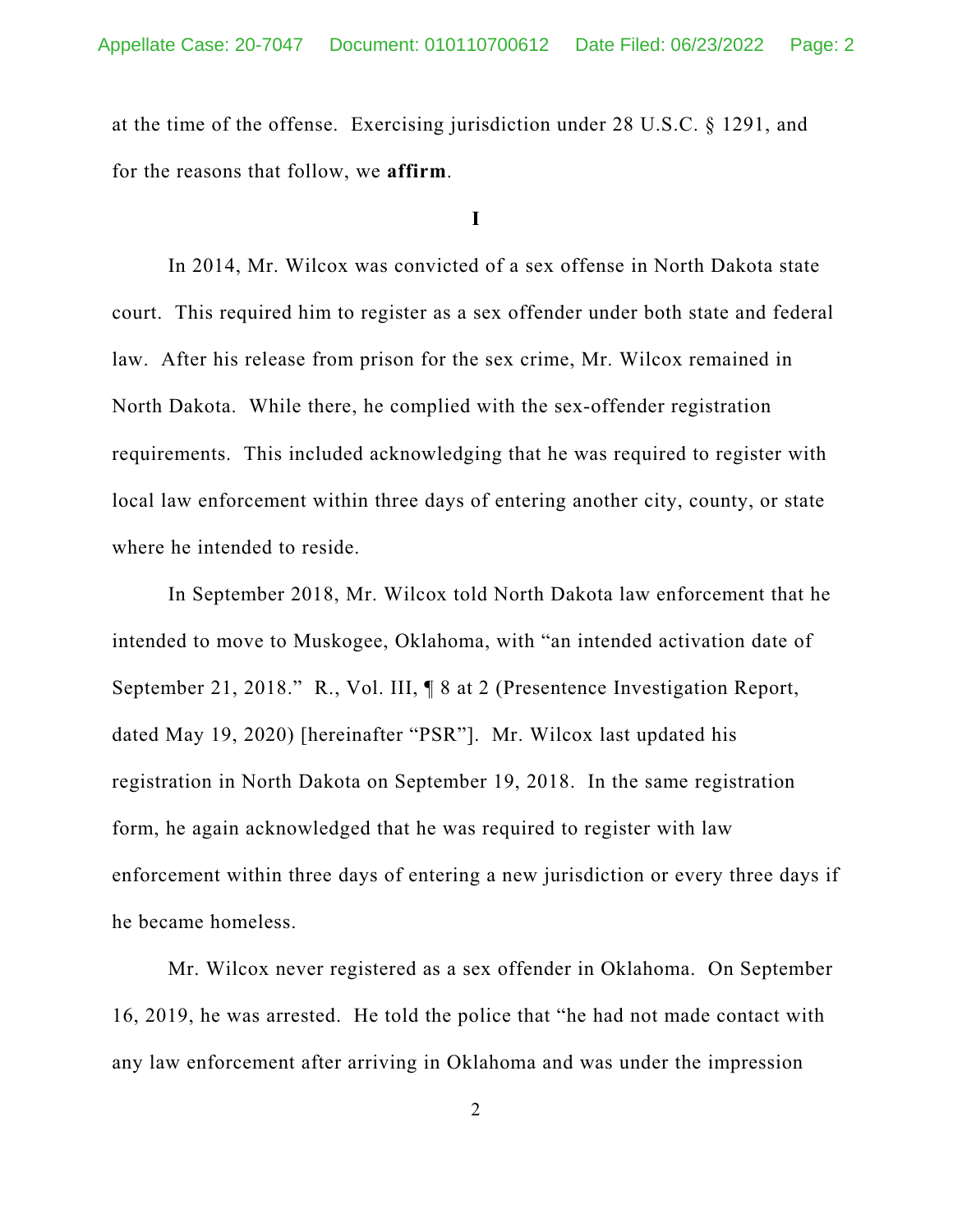at the time of the offense. Exercising jurisdiction under 28 U.S.C. § 1291, and for the reasons that follow, we **affirm**.

## I

In 2014, Mr. Wilcox was convicted of a sex offense in North Dakota state court. This required him to register as a sex offender under both state and federal law. After his release from prison for the sex crime, Mr. Wilcox remained in North Dakota. While there, he complied with the sex-offender registration requirements. This included acknowledging that he was required to register with local law enforcement within three days of entering another city, county, or state where he intended to reside.

In September 2018, Mr. Wilcox told North Dakota law enforcement that he intended to move to Muskogee, Oklahoma, with "an intended activation date of September 21, 2018." R., Vol. III, ¶ 8 at 2 (Presentence Investigation Report, dated May 19, 2020) [hereinafter "PSR"]. Mr. Wilcox last updated his registration in North Dakota on September 19, 2018. In the same registration form, he again acknowledged that he was required to register with law enforcement within three days of entering a new jurisdiction or every three days if he became homeless.

Mr. Wilcox never registered as a sex offender in Oklahoma. On September 16, 2019, he was arrested. He told the police that "he had not made contact with any law enforcement after arriving in Oklahoma and was under the impression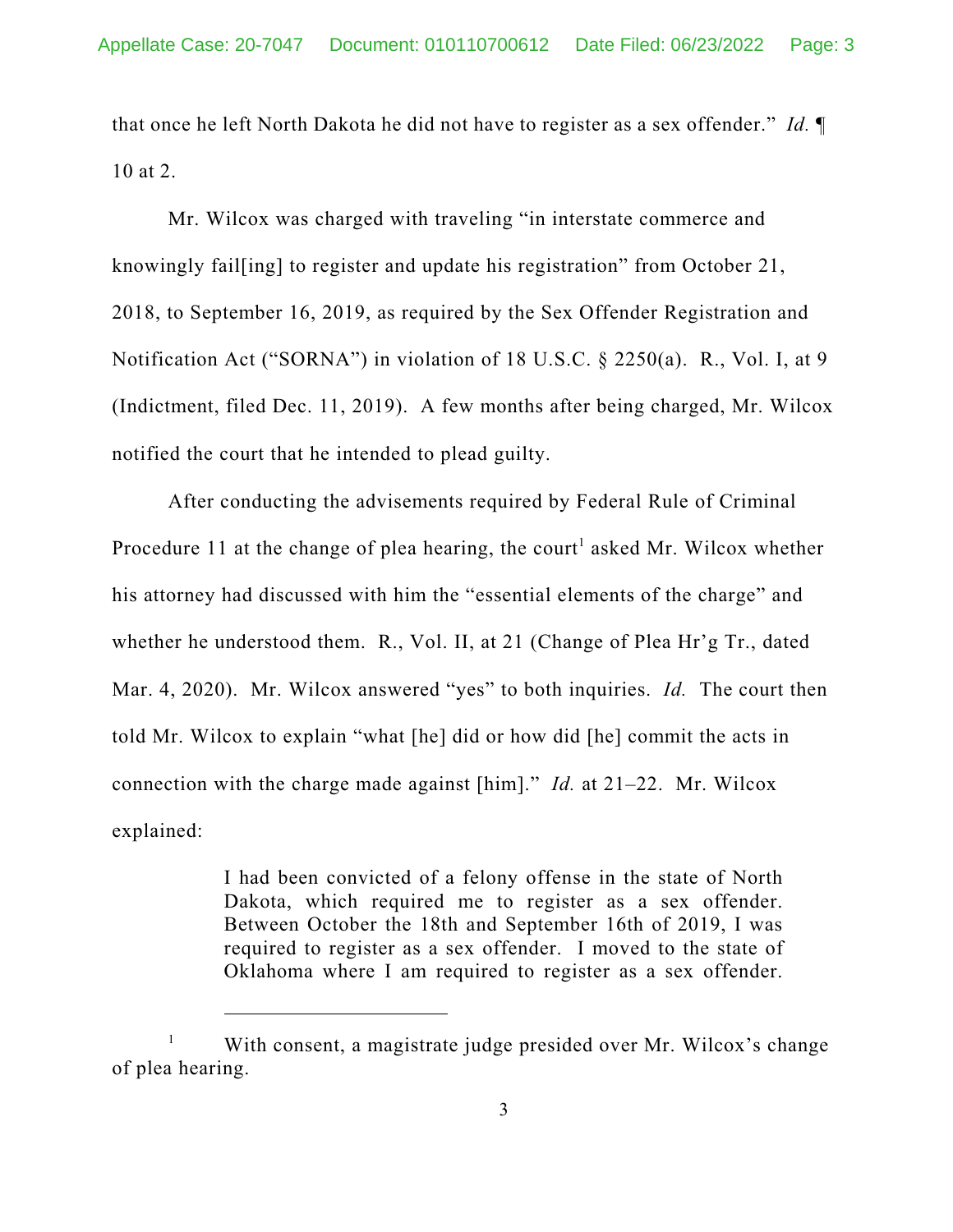that once he left North Dakota he did not have to register as a sex offender." *Id.* ¶ 10 at 2.

Mr. Wilcox was charged with traveling "in interstate commerce and knowingly fail[ing] to register and update his registration" from October 21, 2018, to September 16, 2019, as required by the Sex Offender Registration and Notification Act ("SORNA") in violation of 18 U.S.C. § 2250(a). R., Vol. I, at 9 (Indictment, filed Dec. 11, 2019). A few months after being charged, Mr. Wilcox notified the court that he intended to plead guilty.

After conducting the advisements required by Federal Rule of Criminal Procedure 11 at the change of plea hearing, the court[1] asked Mr. Wilcox whether his attorney had discussed with him the "essential elements of the charge" and whether he understood them. R., Vol. II, at 21 (Change of Plea Hr'g Tr., dated Mar. 4, 2020). Mr. Wilcox answered "yes" to both inquiries. *Id.* The court then told Mr. Wilcox to explain "what [he] did or how did [he] commit the acts in connection with the charge made against [him]." *Id.* at 21–22. Mr. Wilcox explained:

> I had been convicted of a felony offense in the state of North Dakota, which required me to register as a sex offender. Between October the 18th and September 16th of 2019, I was required to register as a sex offender. I moved to the state of Oklahoma where I am required to register as a sex offender.

---

[1] With consent, a magistrate judge presided over Mr. Wilcox's change of plea hearing.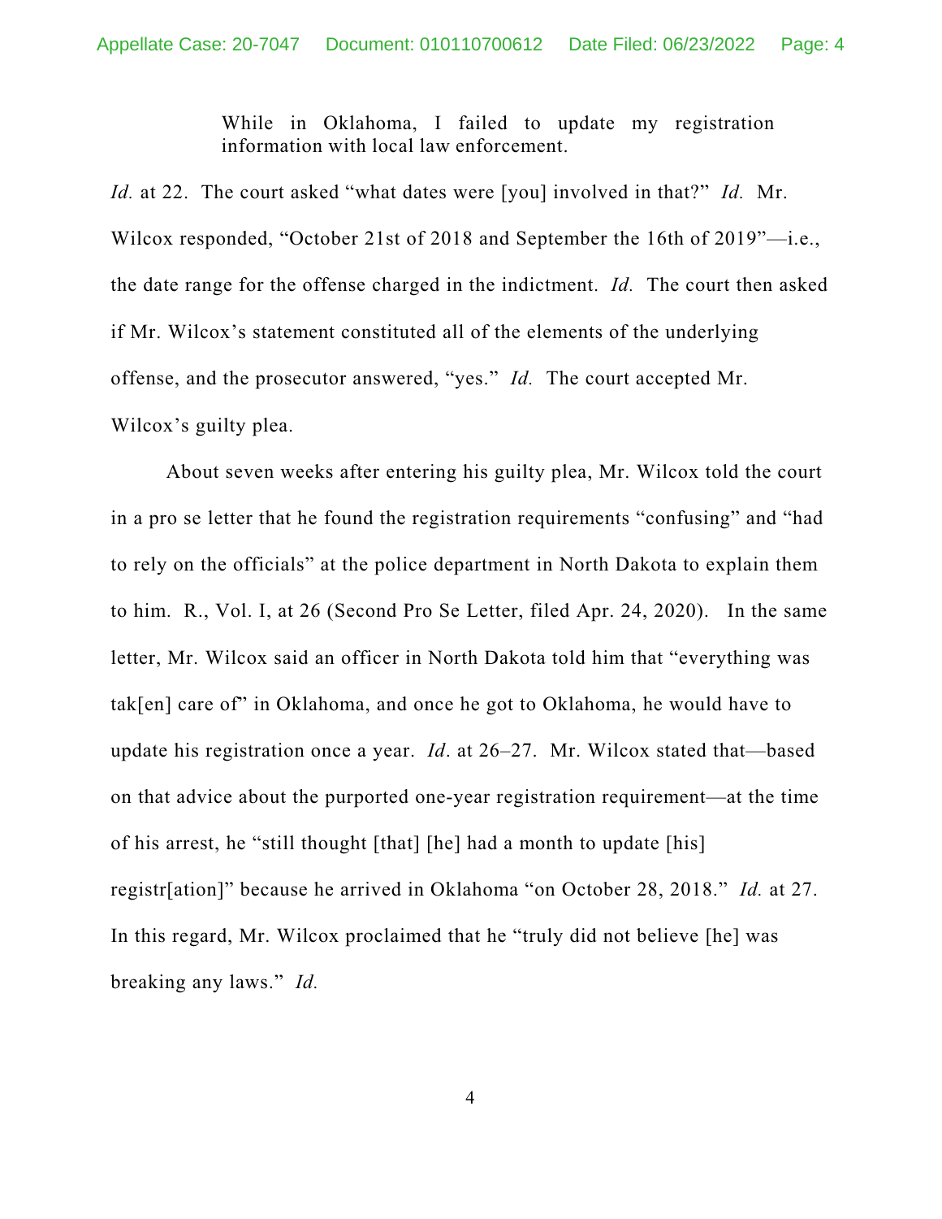> While in Oklahoma, I failed to update my registration information with local law enforcement.

*Id.* at 22. The court asked "what dates were [you] involved in that?" *Id.* Mr. Wilcox responded, "October 21st of 2018 and September the 16th of 2019"—i.e., the date range for the offense charged in the indictment. *Id.* The court then asked if Mr. Wilcox's statement constituted all of the elements of the underlying offense, and the prosecutor answered, "yes." *Id.* The court accepted Mr. Wilcox's guilty plea.

About seven weeks after entering his guilty plea, Mr. Wilcox told the court in a pro se letter that he found the registration requirements "confusing" and "had to rely on the officials" at the police department in North Dakota to explain them to him. R., Vol. I, at 26 (Second Pro Se Letter, filed Apr. 24, 2020). In the same letter, Mr. Wilcox said an officer in North Dakota told him that "everything was tak[en] care of" in Oklahoma, and once he got to Oklahoma, he would have to update his registration once a year. *Id*. at 26–27. Mr. Wilcox stated that—based on that advice about the purported one-year registration requirement—at the time of his arrest, he "still thought [that] [he] had a month to update [his] registr[ation]" because he arrived in Oklahoma "on October 28, 2018." *Id.* at 27. In this regard, Mr. Wilcox proclaimed that he "truly did not believe [he] was breaking any laws." *Id.*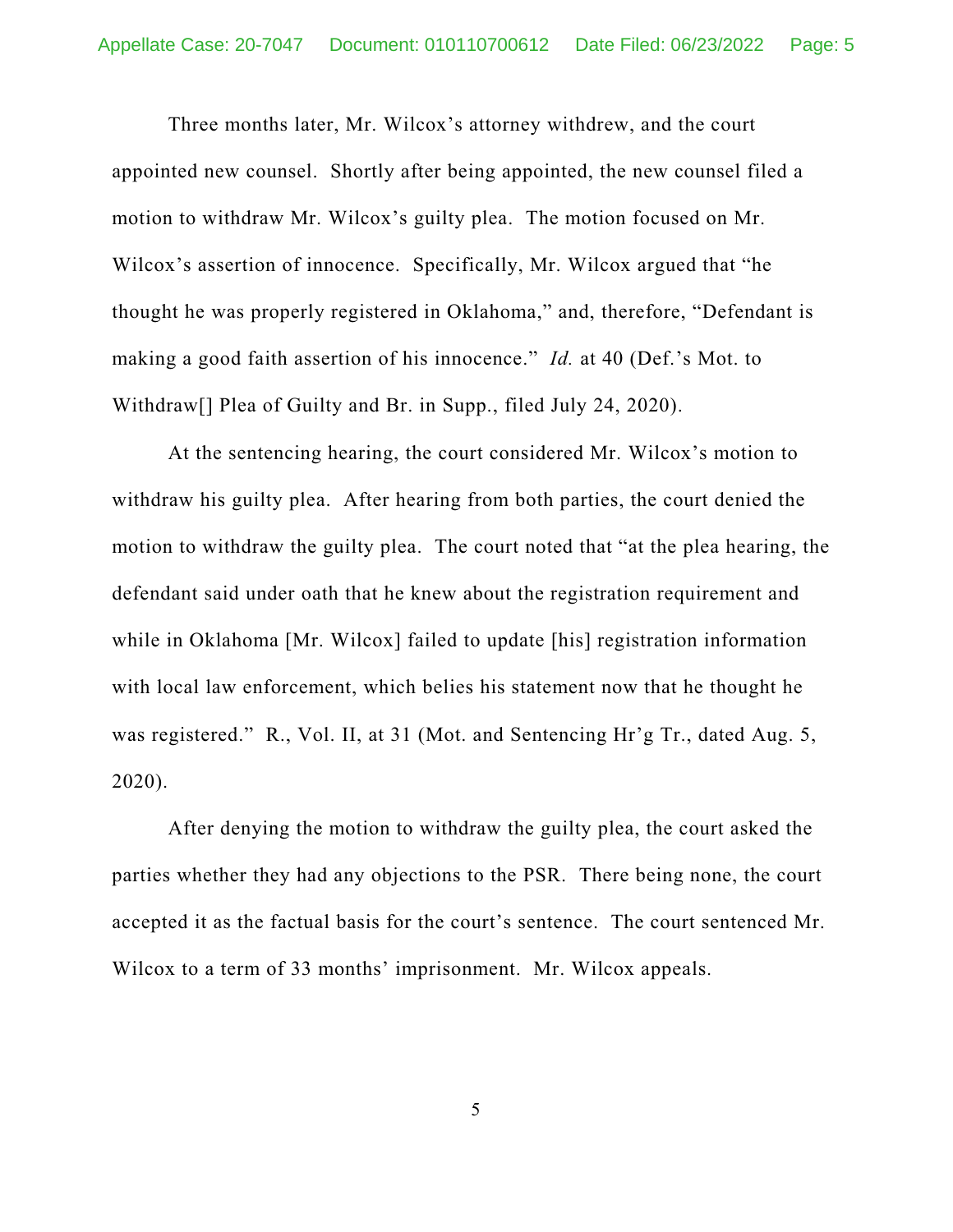Three months later, Mr. Wilcox's attorney withdrew, and the court appointed new counsel. Shortly after being appointed, the new counsel filed a motion to withdraw Mr. Wilcox's guilty plea. The motion focused on Mr. Wilcox's assertion of innocence. Specifically, Mr. Wilcox argued that "he thought he was properly registered in Oklahoma," and, therefore, "Defendant is making a good faith assertion of his innocence." *Id.* at 40 (Def.'s Mot. to Withdraw[] Plea of Guilty and Br. in Supp., filed July 24, 2020).

At the sentencing hearing, the court considered Mr. Wilcox's motion to withdraw his guilty plea. After hearing from both parties, the court denied the motion to withdraw the guilty plea. The court noted that "at the plea hearing, the defendant said under oath that he knew about the registration requirement and while in Oklahoma [Mr. Wilcox] failed to update [his] registration information with local law enforcement, which belies his statement now that he thought he was registered." R., Vol. II, at 31 (Mot. and Sentencing Hr'g Tr., dated Aug. 5, 2020).

After denying the motion to withdraw the guilty plea, the court asked the parties whether they had any objections to the PSR. There being none, the court accepted it as the factual basis for the court's sentence. The court sentenced Mr. Wilcox to a term of 33 months' imprisonment. Mr. Wilcox appeals.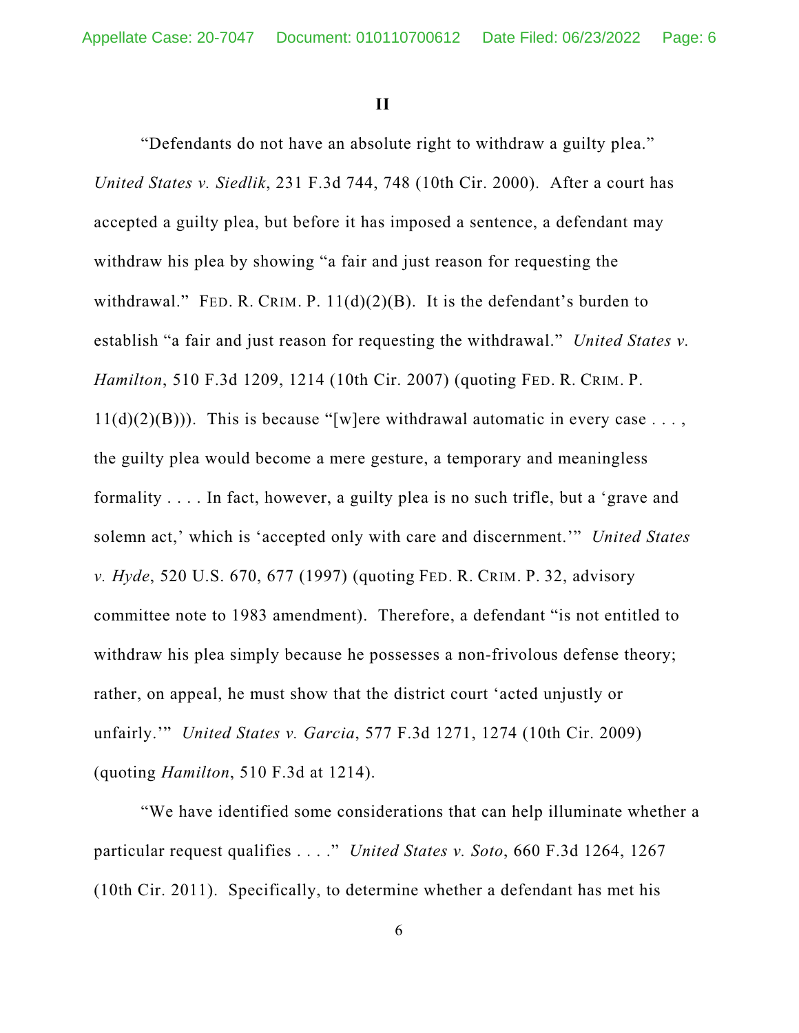## II

"Defendants do not have an absolute right to withdraw a guilty plea." *United States v. Siedlik*, 231 F.3d 744, 748 (10th Cir. 2000). After a court has accepted a guilty plea, but before it has imposed a sentence, a defendant may withdraw his plea by showing "a fair and just reason for requesting the withdrawal." FED. R. CRIM. P. 11(d)(2)(B). It is the defendant's burden to establish "a fair and just reason for requesting the withdrawal." *United States v. Hamilton*, 510 F.3d 1209, 1214 (10th Cir. 2007) (quoting FED. R. CRIM. P. 11(d)(2)(B))). This is because "[w]ere withdrawal automatic in every case . . . , the guilty plea would become a mere gesture, a temporary and meaningless formality . . . . In fact, however, a guilty plea is no such trifle, but a 'grave and solemn act,' which is 'accepted only with care and discernment.'" *United States v. Hyde*, 520 U.S. 670, 677 (1997) (quoting FED. R. CRIM. P. 32, advisory committee note to 1983 amendment). Therefore, a defendant "is not entitled to withdraw his plea simply because he possesses a non-frivolous defense theory; rather, on appeal, he must show that the district court 'acted unjustly or unfairly.'" *United States v. Garcia*, 577 F.3d 1271, 1274 (10th Cir. 2009) (quoting *Hamilton*, 510 F.3d at 1214).

"We have identified some considerations that can help illuminate whether a particular request qualifies . . . ." *United States v. Soto*, 660 F.3d 1264, 1267 (10th Cir. 2011). Specifically, to determine whether a defendant has met his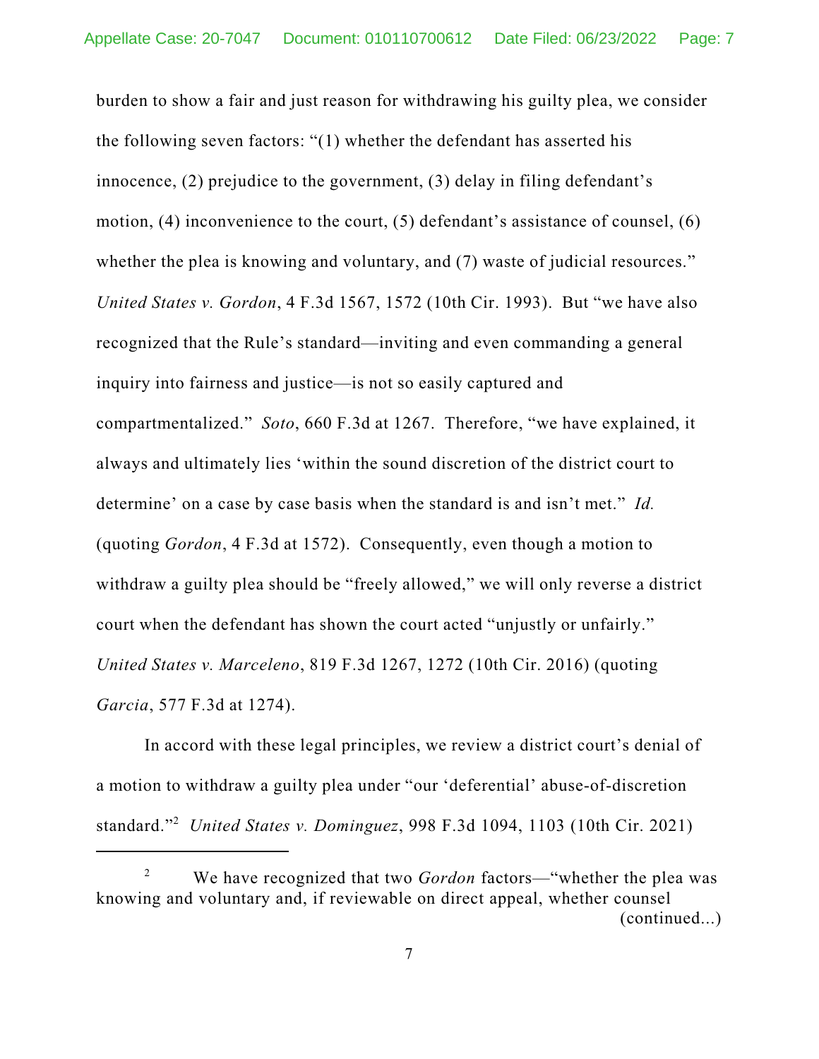burden to show a fair and just reason for withdrawing his guilty plea, we consider the following seven factors: "(1) whether the defendant has asserted his innocence, (2) prejudice to the government, (3) delay in filing defendant's motion, (4) inconvenience to the court, (5) defendant's assistance of counsel, (6) whether the plea is knowing and voluntary, and (7) waste of judicial resources." *United States v. Gordon*, 4 F.3d 1567, 1572 (10th Cir. 1993). But "we have also recognized that the Rule's standard—inviting and even commanding a general inquiry into fairness and justice—is not so easily captured and compartmentalized." *Soto*, 660 F.3d at 1267. Therefore, "we have explained, it always and ultimately lies 'within the sound discretion of the district court to determine' on a case by case basis when the standard is and isn't met." *Id.* (quoting *Gordon*, 4 F.3d at 1572). Consequently, even though a motion to withdraw a guilty plea should be "freely allowed," we will only reverse a district court when the defendant has shown the court acted "unjustly or unfairly." *United States v. Marceleno*, 819 F.3d 1267, 1272 (10th Cir. 2016) (quoting *Garcia*, 577 F.3d at 1274).

In accord with these legal principles, we review a district court's denial of a motion to withdraw a guilty plea under "our 'deferential' abuse-of-discretion standard."[2] *United States v. Dominguez*, 998 F.3d 1094, 1103 (10th Cir. 2021)

---

[2] We have recognized that two *Gordon* factors—"whether the plea was knowing and voluntary and, if reviewable on direct appeal, whether counsel (continued...)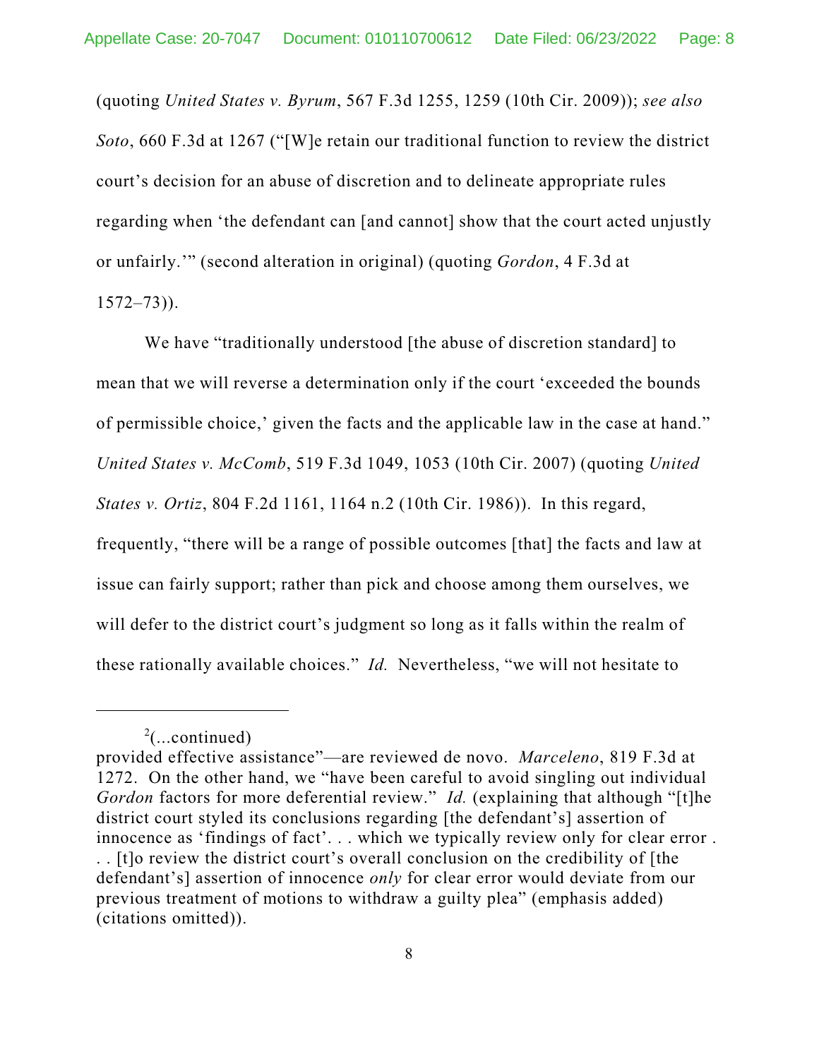(quoting *United States v. Byrum*, 567 F.3d 1255, 1259 (10th Cir. 2009)); *see also Soto*, 660 F.3d at 1267 ("[W]e retain our traditional function to review the district court's decision for an abuse of discretion and to delineate appropriate rules regarding when 'the defendant can [and cannot] show that the court acted unjustly or unfairly.'" (second alteration in original) (quoting *Gordon*, 4 F.3d at 1572–73)).

We have "traditionally understood [the abuse of discretion standard] to mean that we will reverse a determination only if the court 'exceeded the bounds of permissible choice,' given the facts and the applicable law in the case at hand." *United States v. McComb*, 519 F.3d 1049, 1053 (10th Cir. 2007) (quoting *United States v. Ortiz*, 804 F.2d 1161, 1164 n.2 (10th Cir. 1986)). In this regard, frequently, "there will be a range of possible outcomes [that] the facts and law at issue can fairly support; rather than pick and choose among them ourselves, we will defer to the district court's judgment so long as it falls within the realm of these rationally available choices." *Id.* Nevertheless, "we will not hesitate to

---

[2](...continued)
provided effective assistance"—are reviewed de novo. *Marceleno*, 819 F.3d at 1272. On the other hand, we "have been careful to avoid singling out individual *Gordon* factors for more deferential review." *Id.* (explaining that although "[t]he district court styled its conclusions regarding [the defendant's] assertion of innocence as 'findings of fact'. . . which we typically review only for clear error . . . [t]o review the district court's overall conclusion on the credibility of [the defendant's] assertion of innocence *only* for clear error would deviate from our previous treatment of motions to withdraw a guilty plea" (emphasis added) (citations omitted)).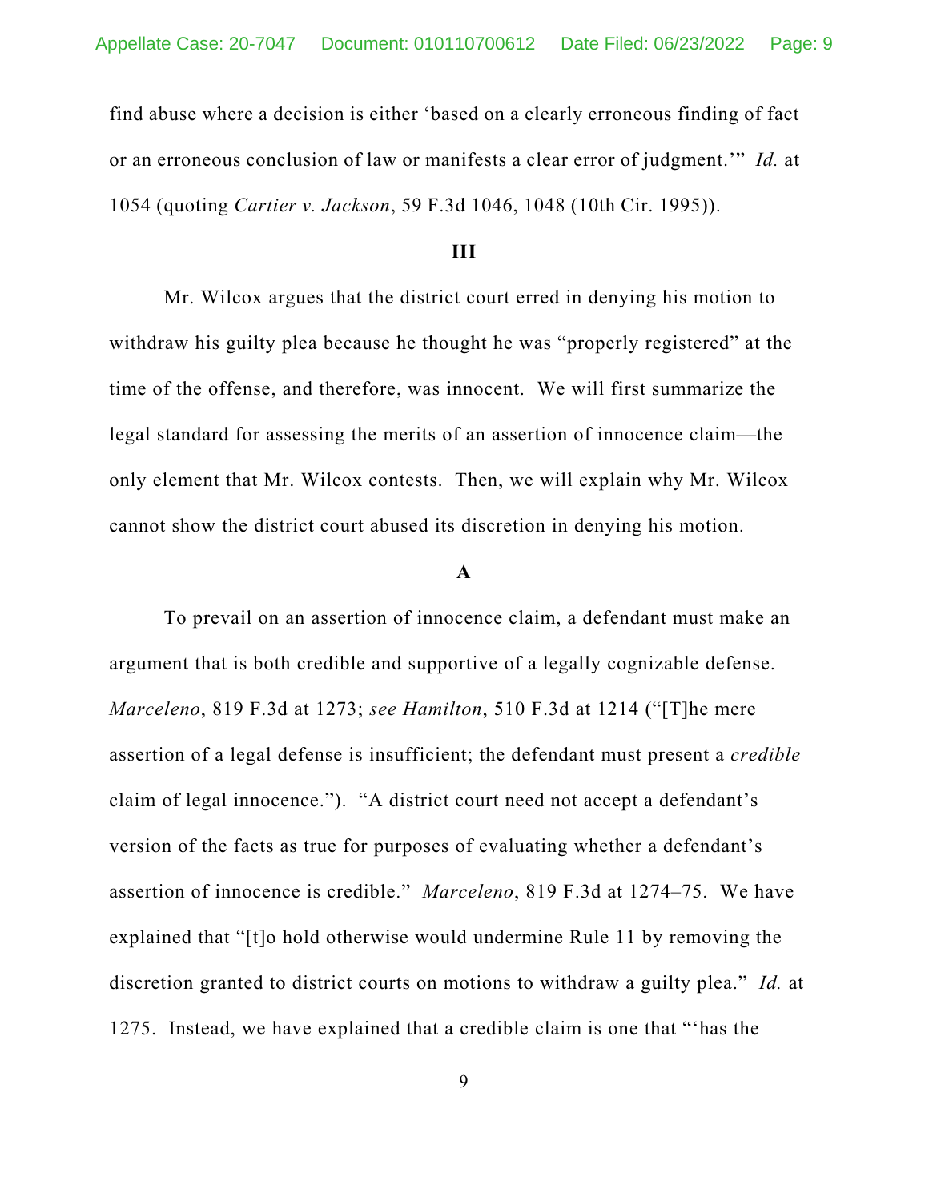find abuse where a decision is either 'based on a clearly erroneous finding of fact or an erroneous conclusion of law or manifests a clear error of judgment.'" *Id.* at 1054 (quoting *Cartier v. Jackson*, 59 F.3d 1046, 1048 (10th Cir. 1995)).

## III

Mr. Wilcox argues that the district court erred in denying his motion to withdraw his guilty plea because he thought he was "properly registered" at the time of the offense, and therefore, was innocent. We will first summarize the legal standard for assessing the merits of an assertion of innocence claim—the only element that Mr. Wilcox contests. Then, we will explain why Mr. Wilcox cannot show the district court abused its discretion in denying his motion.

### A

To prevail on an assertion of innocence claim, a defendant must make an argument that is both credible and supportive of a legally cognizable defense. *Marceleno*, 819 F.3d at 1273; *see Hamilton*, 510 F.3d at 1214 ("[T]he mere assertion of a legal defense is insufficient; the defendant must present a *credible* claim of legal innocence."). "A district court need not accept a defendant's version of the facts as true for purposes of evaluating whether a defendant's assertion of innocence is credible." *Marceleno*, 819 F.3d at 1274–75. We have explained that "[t]o hold otherwise would undermine Rule 11 by removing the discretion granted to district courts on motions to withdraw a guilty plea." *Id.* at 1275. Instead, we have explained that a credible claim is one that "'has the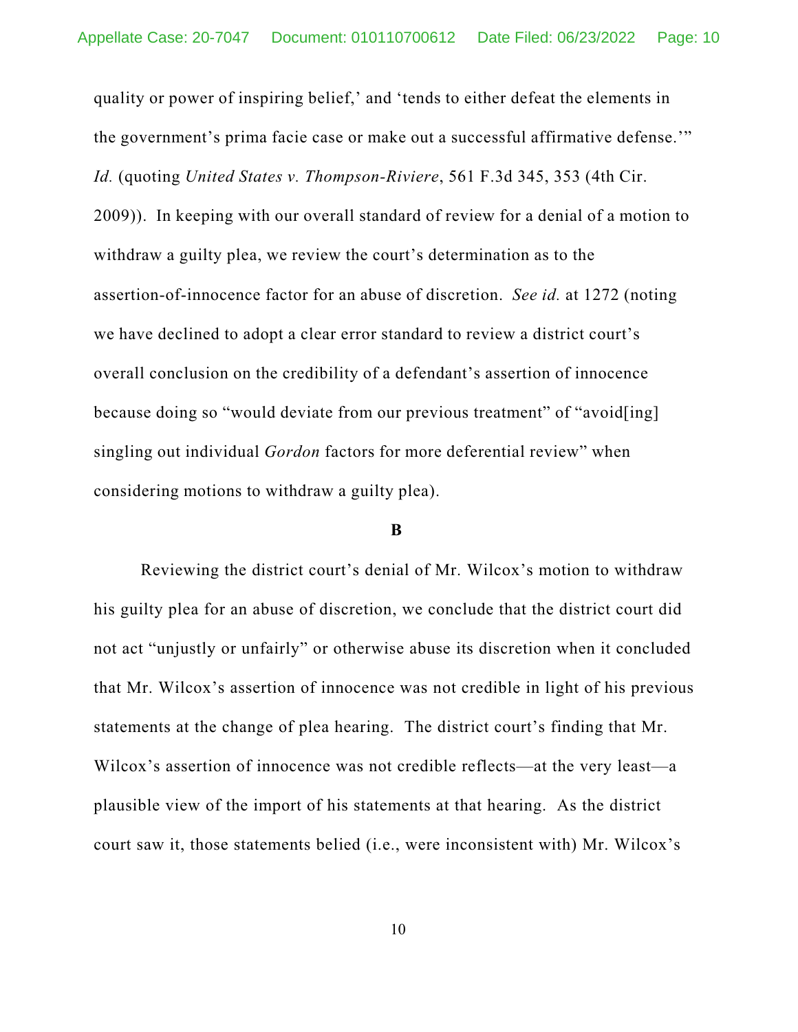quality or power of inspiring belief,' and 'tends to either defeat the elements in the government's prima facie case or make out a successful affirmative defense.'" *Id.* (quoting *United States v. Thompson-Riviere*, 561 F.3d 345, 353 (4th Cir. 2009)). In keeping with our overall standard of review for a denial of a motion to withdraw a guilty plea, we review the court's determination as to the assertion-of-innocence factor for an abuse of discretion. *See id.* at 1272 (noting we have declined to adopt a clear error standard to review a district court's overall conclusion on the credibility of a defendant's assertion of innocence because doing so "would deviate from our previous treatment" of "avoid[ing] singling out individual *Gordon* factors for more deferential review" when considering motions to withdraw a guilty plea).

**B**

Reviewing the district court's denial of Mr. Wilcox's motion to withdraw his guilty plea for an abuse of discretion, we conclude that the district court did not act "unjustly or unfairly" or otherwise abuse its discretion when it concluded that Mr. Wilcox's assertion of innocence was not credible in light of his previous statements at the change of plea hearing. The district court's finding that Mr. Wilcox's assertion of innocence was not credible reflects—at the very least—a plausible view of the import of his statements at that hearing. As the district court saw it, those statements belied (i.e., were inconsistent with) Mr. Wilcox's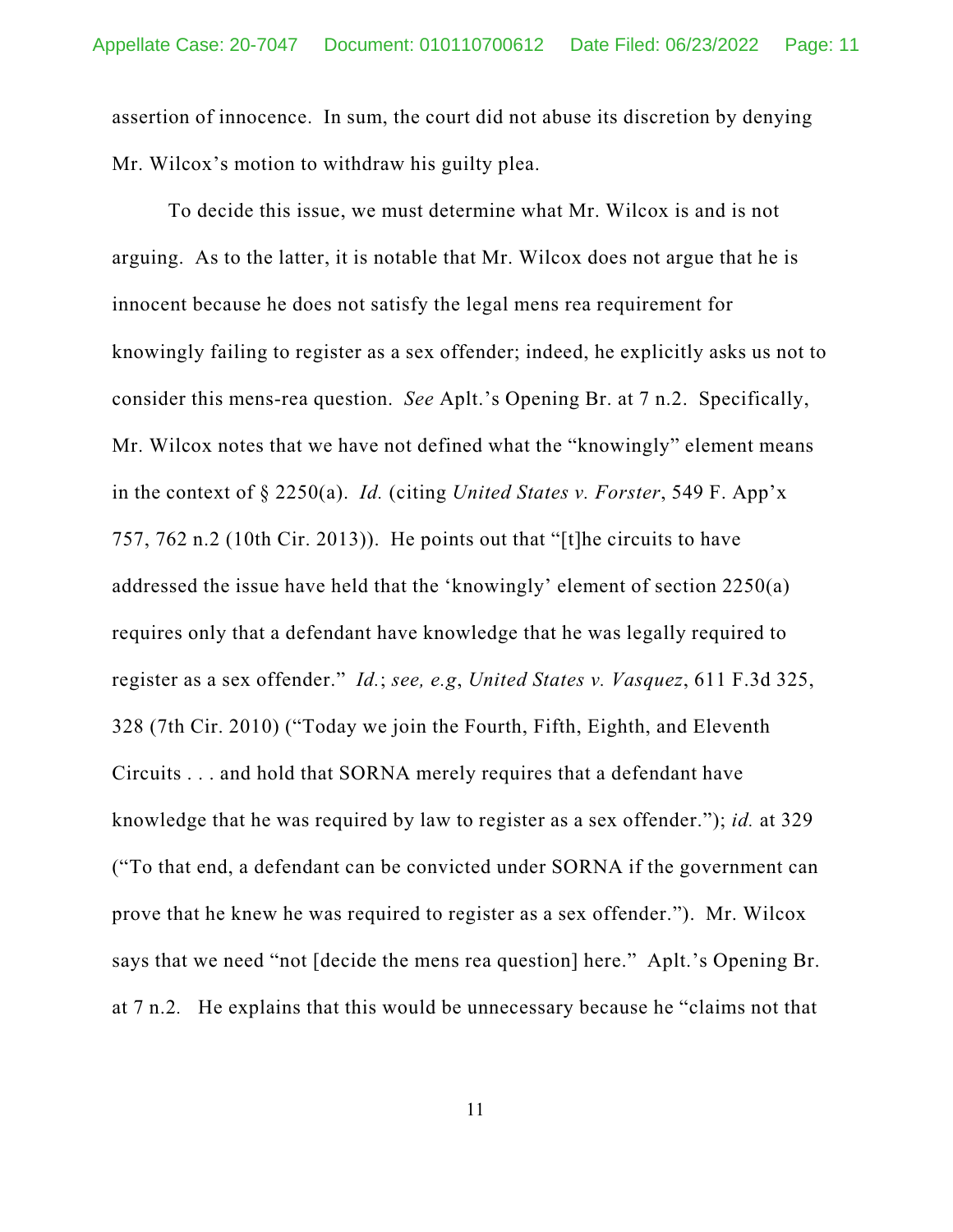assertion of innocence. In sum, the court did not abuse its discretion by denying Mr. Wilcox's motion to withdraw his guilty plea.

To decide this issue, we must determine what Mr. Wilcox is and is not arguing. As to the latter, it is notable that Mr. Wilcox does not argue that he is innocent because he does not satisfy the legal mens rea requirement for knowingly failing to register as a sex offender; indeed, he explicitly asks us not to consider this mens-rea question. *See* Aplt.'s Opening Br. at 7 n.2. Specifically, Mr. Wilcox notes that we have not defined what the "knowingly" element means in the context of § 2250(a). *Id.* (citing *United States v. Forster*, 549 F. App'x 757, 762 n.2 (10th Cir. 2013)). He points out that "[t]he circuits to have addressed the issue have held that the 'knowingly' element of section 2250(a) requires only that a defendant have knowledge that he was legally required to register as a sex offender." *Id.*; *see, e.g*, *United States v. Vasquez*, 611 F.3d 325, 328 (7th Cir. 2010) ("Today we join the Fourth, Fifth, Eighth, and Eleventh Circuits . . . and hold that SORNA merely requires that a defendant have knowledge that he was required by law to register as a sex offender."); *id.* at 329 ("To that end, a defendant can be convicted under SORNA if the government can prove that he knew he was required to register as a sex offender."). Mr. Wilcox says that we need "not [decide the mens rea question] here." Aplt.'s Opening Br. at 7 n.2. He explains that this would be unnecessary because he "claims not that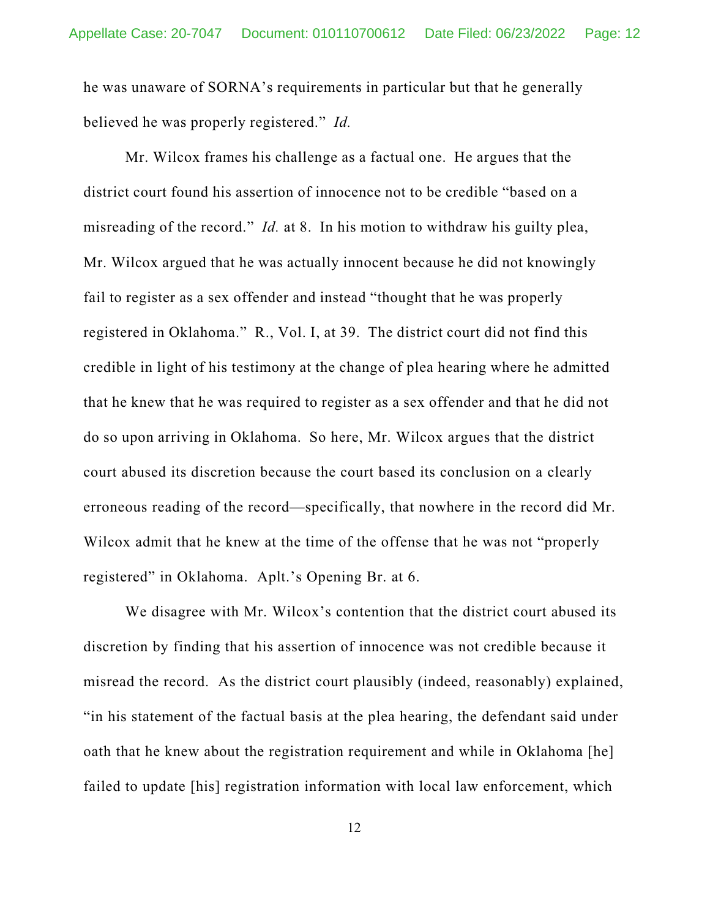he was unaware of SORNA's requirements in particular but that he generally believed he was properly registered." *Id.*

Mr. Wilcox frames his challenge as a factual one. He argues that the district court found his assertion of innocence not to be credible "based on a misreading of the record." *Id.* at 8. In his motion to withdraw his guilty plea, Mr. Wilcox argued that he was actually innocent because he did not knowingly fail to register as a sex offender and instead "thought that he was properly registered in Oklahoma." R., Vol. I, at 39. The district court did not find this credible in light of his testimony at the change of plea hearing where he admitted that he knew that he was required to register as a sex offender and that he did not do so upon arriving in Oklahoma. So here, Mr. Wilcox argues that the district court abused its discretion because the court based its conclusion on a clearly erroneous reading of the record—specifically, that nowhere in the record did Mr. Wilcox admit that he knew at the time of the offense that he was not "properly registered" in Oklahoma. Aplt.'s Opening Br. at 6.

We disagree with Mr. Wilcox's contention that the district court abused its discretion by finding that his assertion of innocence was not credible because it misread the record. As the district court plausibly (indeed, reasonably) explained, "in his statement of the factual basis at the plea hearing, the defendant said under oath that he knew about the registration requirement and while in Oklahoma [he] failed to update [his] registration information with local law enforcement, which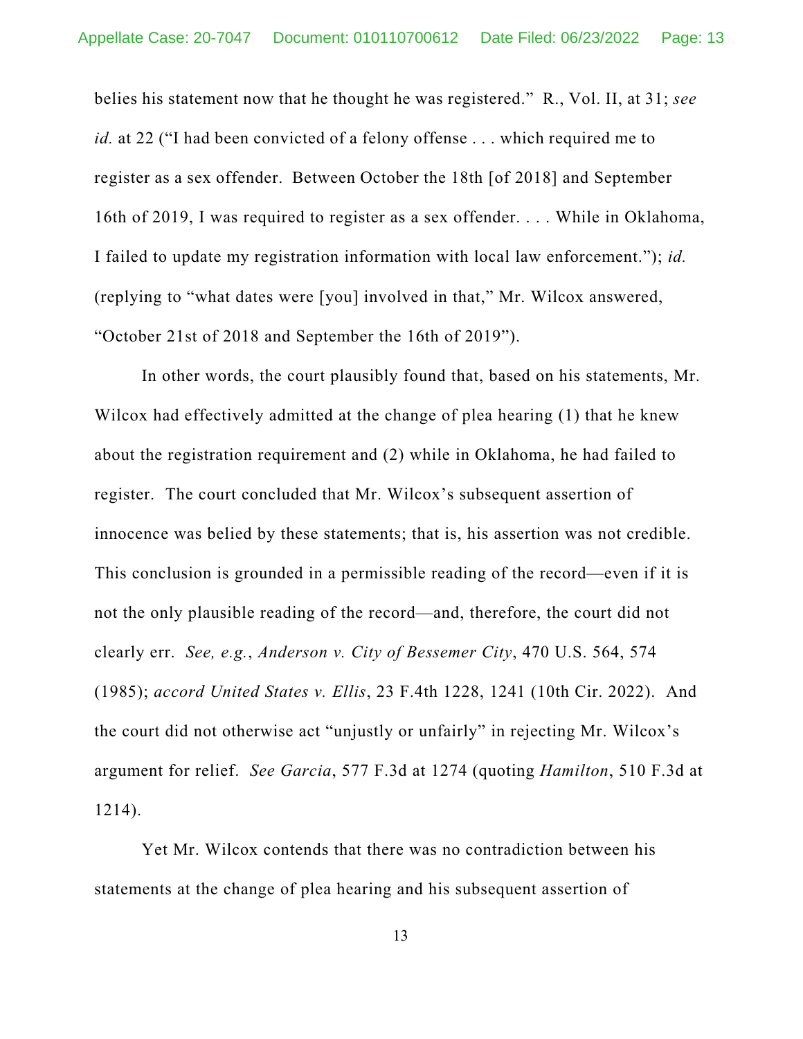belies his statement now that he thought he was registered." R., Vol. II, at 31; *see id.* at 22 ("I had been convicted of a felony offense . . . which required me to register as a sex offender. Between October the 18th [of 2018] and September 16th of 2019, I was required to register as a sex offender. . . . While in Oklahoma, I failed to update my registration information with local law enforcement."); *id.* (replying to "what dates were [you] involved in that," Mr. Wilcox answered, "October 21st of 2018 and September the 16th of 2019").

In other words, the court plausibly found that, based on his statements, Mr. Wilcox had effectively admitted at the change of plea hearing (1) that he knew about the registration requirement and (2) while in Oklahoma, he had failed to register. The court concluded that Mr. Wilcox's subsequent assertion of innocence was belied by these statements; that is, his assertion was not credible. This conclusion is grounded in a permissible reading of the record—even if it is not the only plausible reading of the record—and, therefore, the court did not clearly err. *See, e.g.*, *Anderson v. City of Bessemer City*, 470 U.S. 564, 574 (1985); *accord United States v. Ellis*, 23 F.4th 1228, 1241 (10th Cir. 2022). And the court did not otherwise act "unjustly or unfairly" in rejecting Mr. Wilcox's argument for relief. *See Garcia*, 577 F.3d at 1274 (quoting *Hamilton*, 510 F.3d at 1214).

Yet Mr. Wilcox contends that there was no contradiction between his statements at the change of plea hearing and his subsequent assertion of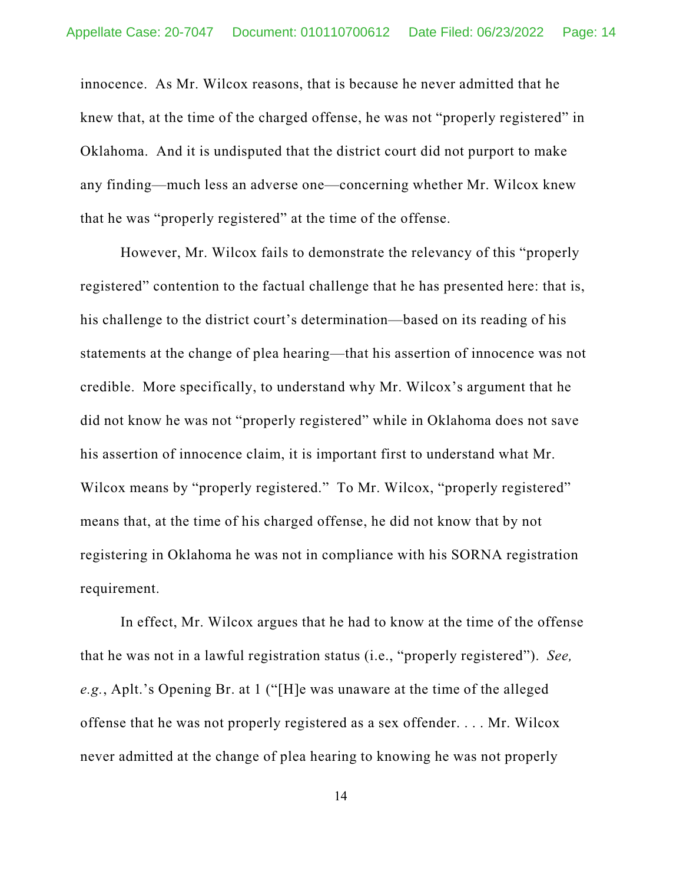innocence. As Mr. Wilcox reasons, that is because he never admitted that he knew that, at the time of the charged offense, he was not "properly registered" in Oklahoma. And it is undisputed that the district court did not purport to make any finding—much less an adverse one—concerning whether Mr. Wilcox knew that he was "properly registered" at the time of the offense.

However, Mr. Wilcox fails to demonstrate the relevancy of this "properly registered" contention to the factual challenge that he has presented here: that is, his challenge to the district court's determination—based on its reading of his statements at the change of plea hearing—that his assertion of innocence was not credible. More specifically, to understand why Mr. Wilcox's argument that he did not know he was not "properly registered" while in Oklahoma does not save his assertion of innocence claim, it is important first to understand what Mr. Wilcox means by "properly registered." To Mr. Wilcox, "properly registered" means that, at the time of his charged offense, he did not know that by not registering in Oklahoma he was not in compliance with his SORNA registration requirement.

In effect, Mr. Wilcox argues that he had to know at the time of the offense that he was not in a lawful registration status (i.e., "properly registered"). *See, e.g.*, Aplt.'s Opening Br. at 1 ("[H]e was unaware at the time of the alleged offense that he was not properly registered as a sex offender. . . . Mr. Wilcox never admitted at the change of plea hearing to knowing he was not properly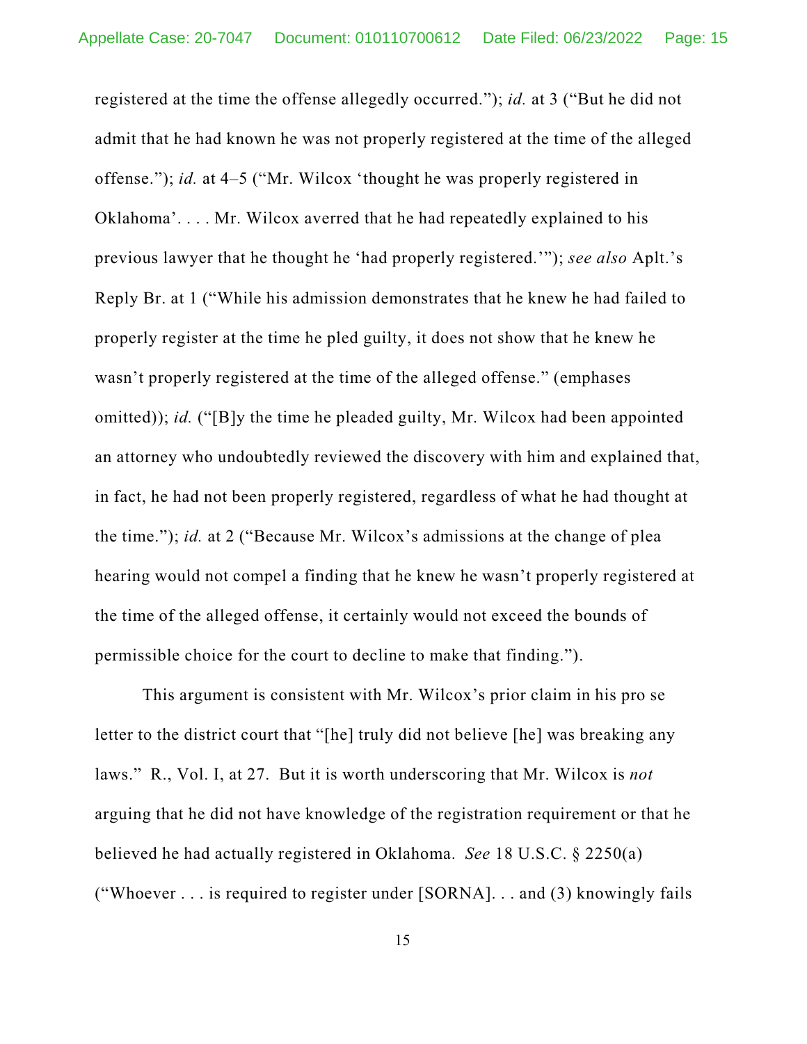registered at the time the offense allegedly occurred."); *id.* at 3 ("But he did not admit that he had known he was not properly registered at the time of the alleged offense."); *id.* at 4–5 ("Mr. Wilcox 'thought he was properly registered in Oklahoma'. . . . Mr. Wilcox averred that he had repeatedly explained to his previous lawyer that he thought he 'had properly registered.'"); *see also* Aplt.'s Reply Br. at 1 ("While his admission demonstrates that he knew he had failed to properly register at the time he pled guilty, it does not show that he knew he wasn't properly registered at the time of the alleged offense." (emphases omitted)); *id.* ("[B]y the time he pleaded guilty, Mr. Wilcox had been appointed an attorney who undoubtedly reviewed the discovery with him and explained that, in fact, he had not been properly registered, regardless of what he had thought at the time."); *id.* at 2 ("Because Mr. Wilcox's admissions at the change of plea hearing would not compel a finding that he knew he wasn't properly registered at the time of the alleged offense, it certainly would not exceed the bounds of permissible choice for the court to decline to make that finding.").

This argument is consistent with Mr. Wilcox's prior claim in his pro se letter to the district court that "[he] truly did not believe [he] was breaking any laws." R., Vol. I, at 27. But it is worth underscoring that Mr. Wilcox is *not* arguing that he did not have knowledge of the registration requirement or that he believed he had actually registered in Oklahoma. *See* 18 U.S.C. § 2250(a) ("Whoever . . . is required to register under [SORNA]. . . and (3) knowingly fails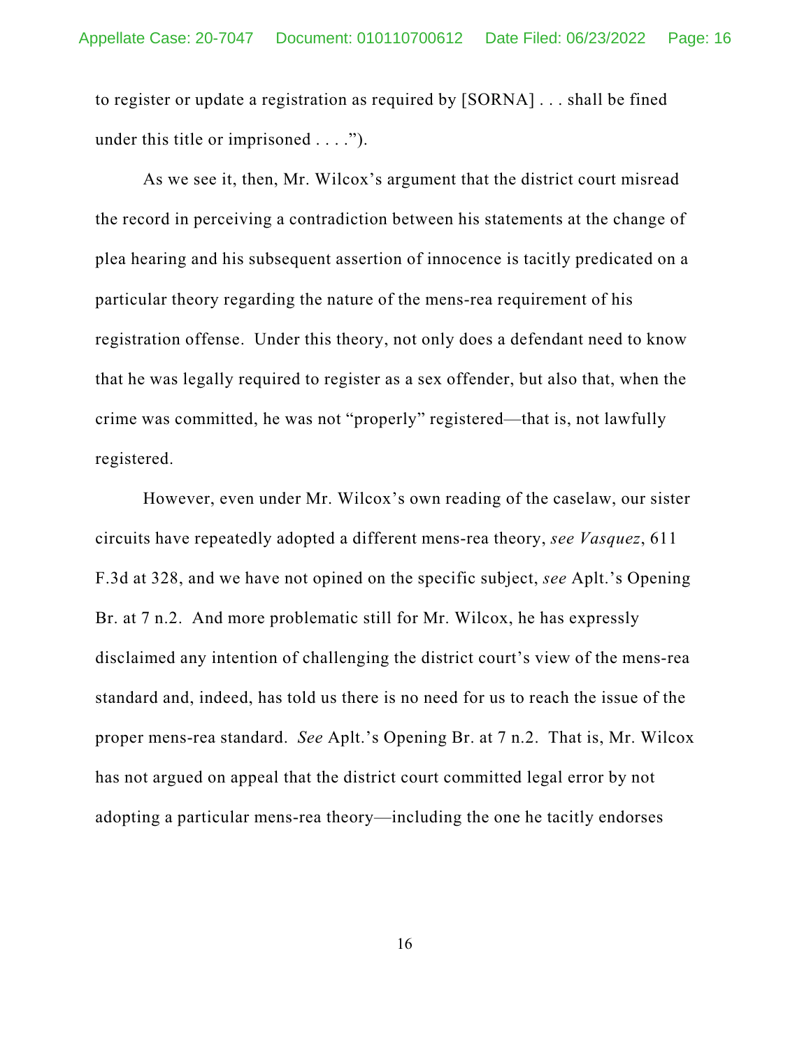to register or update a registration as required by [SORNA] . . . shall be fined under this title or imprisoned . . . .").

As we see it, then, Mr. Wilcox's argument that the district court misread the record in perceiving a contradiction between his statements at the change of plea hearing and his subsequent assertion of innocence is tacitly predicated on a particular theory regarding the nature of the mens-rea requirement of his registration offense. Under this theory, not only does a defendant need to know that he was legally required to register as a sex offender, but also that, when the crime was committed, he was not "properly" registered—that is, not lawfully registered.

However, even under Mr. Wilcox's own reading of the caselaw, our sister circuits have repeatedly adopted a different mens-rea theory, *see Vasquez*, 611 F.3d at 328, and we have not opined on the specific subject, *see* Aplt.'s Opening Br. at 7 n.2. And more problematic still for Mr. Wilcox, he has expressly disclaimed any intention of challenging the district court's view of the mens-rea standard and, indeed, has told us there is no need for us to reach the issue of the proper mens-rea standard. *See* Aplt.'s Opening Br. at 7 n.2. That is, Mr. Wilcox has not argued on appeal that the district court committed legal error by not adopting a particular mens-rea theory—including the one he tacitly endorses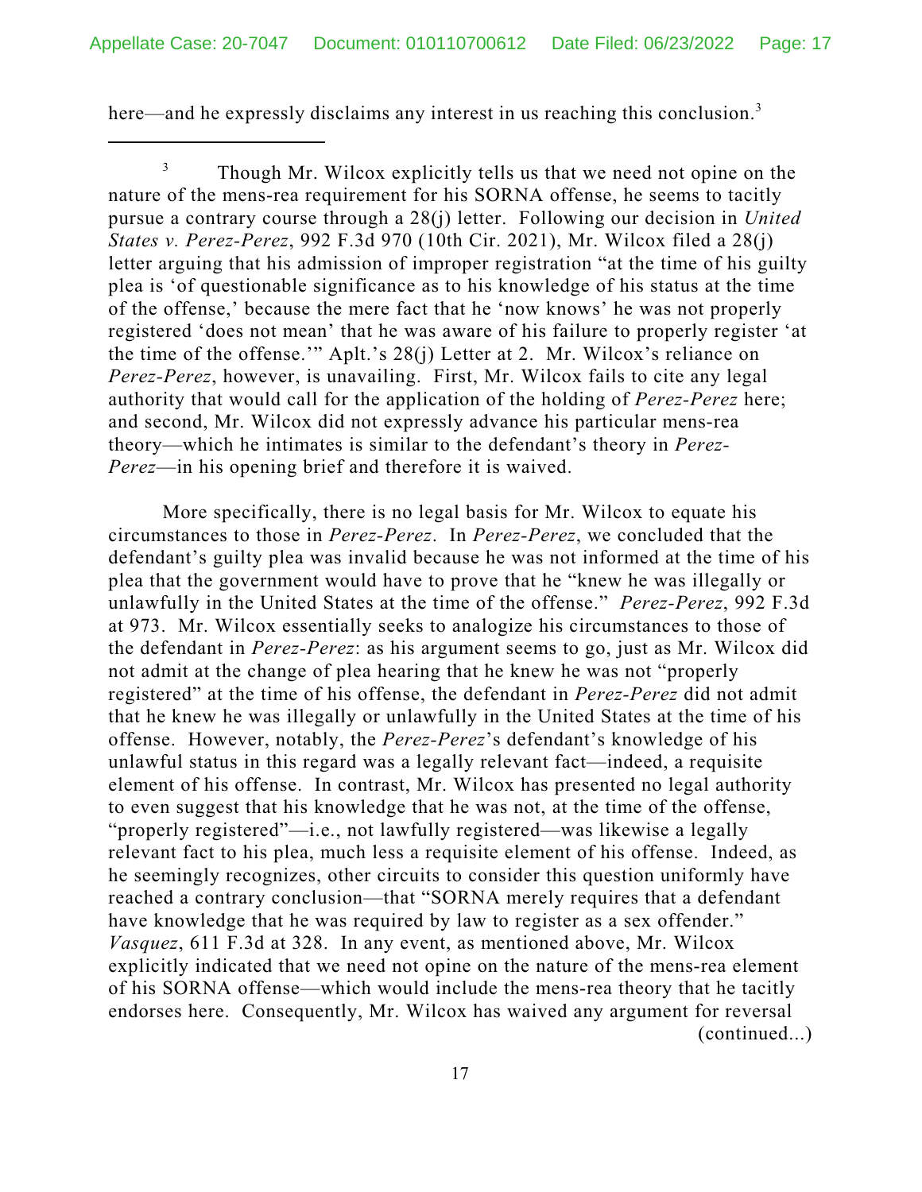here—and he expressly disclaims any interest in us reaching this conclusion.[3]

---

[3] Though Mr. Wilcox explicitly tells us that we need not opine on the nature of the mens-rea requirement for his SORNA offense, he seems to tacitly pursue a contrary course through a 28(j) letter. Following our decision in *United States v. Perez-Perez*, 992 F.3d 970 (10th Cir. 2021), Mr. Wilcox filed a 28(j) letter arguing that his admission of improper registration "at the time of his guilty plea is 'of questionable significance as to his knowledge of his status at the time of the offense,' because the mere fact that he 'now knows' he was not properly registered 'does not mean' that he was aware of his failure to properly register 'at the time of the offense.'" Aplt.'s 28(j) Letter at 2. Mr. Wilcox's reliance on *Perez-Perez*, however, is unavailing. First, Mr. Wilcox fails to cite any legal authority that would call for the application of the holding of *Perez-Perez* here; and second, Mr. Wilcox did not expressly advance his particular mens-rea theory—which he intimates is similar to the defendant's theory in *Perez-Perez*—in his opening brief and therefore it is waived.

More specifically, there is no legal basis for Mr. Wilcox to equate his circumstances to those in *Perez-Perez*. In *Perez-Perez*, we concluded that the defendant's guilty plea was invalid because he was not informed at the time of his plea that the government would have to prove that he "knew he was illegally or unlawfully in the United States at the time of the offense." *Perez-Perez*, 992 F.3d at 973. Mr. Wilcox essentially seeks to analogize his circumstances to those of the defendant in *Perez-Perez*: as his argument seems to go, just as Mr. Wilcox did not admit at the change of plea hearing that he knew he was not "properly registered" at the time of his offense, the defendant in *Perez-Perez* did not admit that he knew he was illegally or unlawfully in the United States at the time of his offense. However, notably, the *Perez-Perez*'s defendant's knowledge of his unlawful status in this regard was a legally relevant fact—indeed, a requisite element of his offense. In contrast, Mr. Wilcox has presented no legal authority to even suggest that his knowledge that he was not, at the time of the offense, "properly registered"—i.e., not lawfully registered—was likewise a legally relevant fact to his plea, much less a requisite element of his offense. Indeed, as he seemingly recognizes, other circuits to consider this question uniformly have reached a contrary conclusion—that "SORNA merely requires that a defendant have knowledge that he was required by law to register as a sex offender." *Vasquez*, 611 F.3d at 328. In any event, as mentioned above, Mr. Wilcox explicitly indicated that we need not opine on the nature of the mens-rea element of his SORNA offense—which would include the mens-rea theory that he tacitly endorses here. Consequently, Mr. Wilcox has waived any argument for reversal (continued...)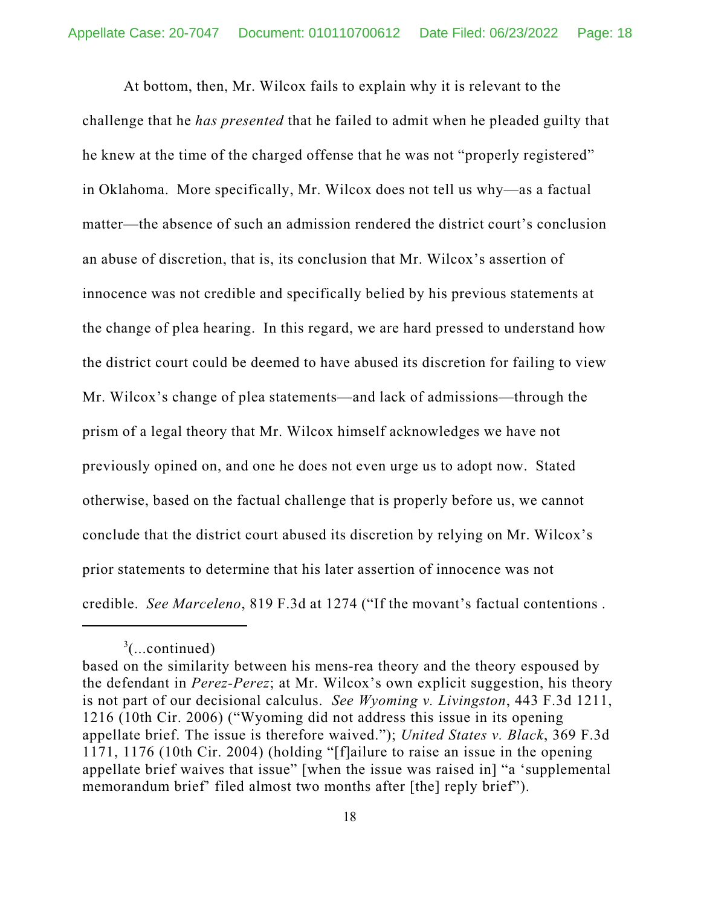At bottom, then, Mr. Wilcox fails to explain why it is relevant to the challenge that he *has presented* that he failed to admit when he pleaded guilty that he knew at the time of the charged offense that he was not "properly registered" in Oklahoma. More specifically, Mr. Wilcox does not tell us why—as a factual matter—the absence of such an admission rendered the district court's conclusion an abuse of discretion, that is, its conclusion that Mr. Wilcox's assertion of innocence was not credible and specifically belied by his previous statements at the change of plea hearing. In this regard, we are hard pressed to understand how the district court could be deemed to have abused its discretion for failing to view Mr. Wilcox's change of plea statements—and lack of admissions—through the prism of a legal theory that Mr. Wilcox himself acknowledges we have not previously opined on, and one he does not even urge us to adopt now. Stated otherwise, based on the factual challenge that is properly before us, we cannot conclude that the district court abused its discretion by relying on Mr. Wilcox's prior statements to determine that his later assertion of innocence was not credible. *See Marceleno*, 819 F.3d at 1274 ("If the movant's factual contentions .

---

[3](...continued)
based on the similarity between his mens-rea theory and the theory espoused by the defendant in *Perez-Perez*; at Mr. Wilcox's own explicit suggestion, his theory is not part of our decisional calculus. *See Wyoming v. Livingston*, 443 F.3d 1211, 1216 (10th Cir. 2006) ("Wyoming did not address this issue in its opening appellate brief. The issue is therefore waived."); *United States v. Black*, 369 F.3d 1171, 1176 (10th Cir. 2004) (holding "[f]ailure to raise an issue in the opening appellate brief waives that issue" [when the issue was raised in] "a 'supplemental memorandum brief' filed almost two months after [the] reply brief").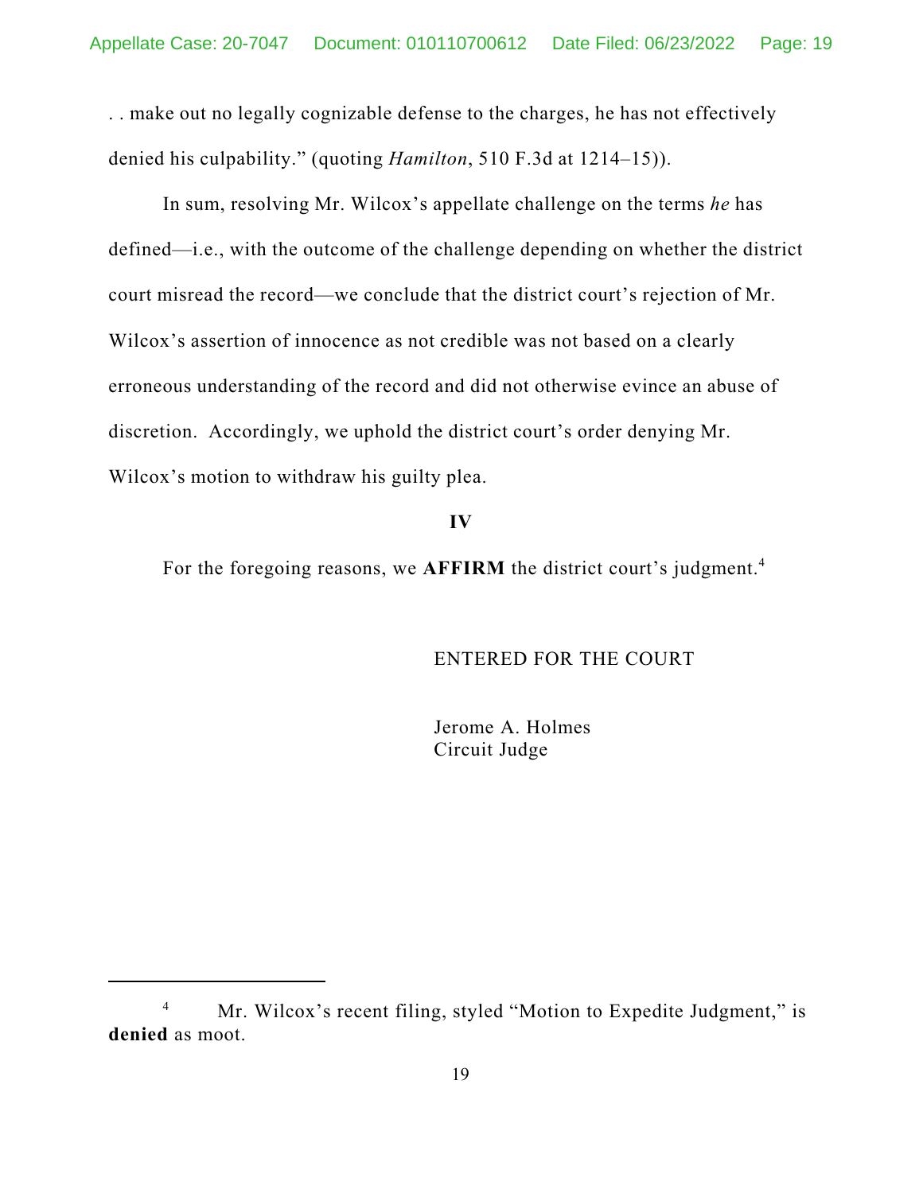. . make out no legally cognizable defense to the charges, he has not effectively denied his culpability." (quoting *Hamilton*, 510 F.3d at 1214–15)).

In sum, resolving Mr. Wilcox's appellate challenge on the terms *he* has defined—i.e., with the outcome of the challenge depending on whether the district court misread the record—we conclude that the district court's rejection of Mr. Wilcox's assertion of innocence as not credible was not based on a clearly erroneous understanding of the record and did not otherwise evince an abuse of discretion. Accordingly, we uphold the district court's order denying Mr. Wilcox's motion to withdraw his guilty plea.

## IV

For the foregoing reasons, we **AFFIRM** the district court's judgment.[4]

ENTERED FOR THE COURT

Jerome A. Holmes
Circuit Judge

---

[4] Mr. Wilcox's recent filing, styled "Motion to Expedite Judgment," is **denied** as moot.